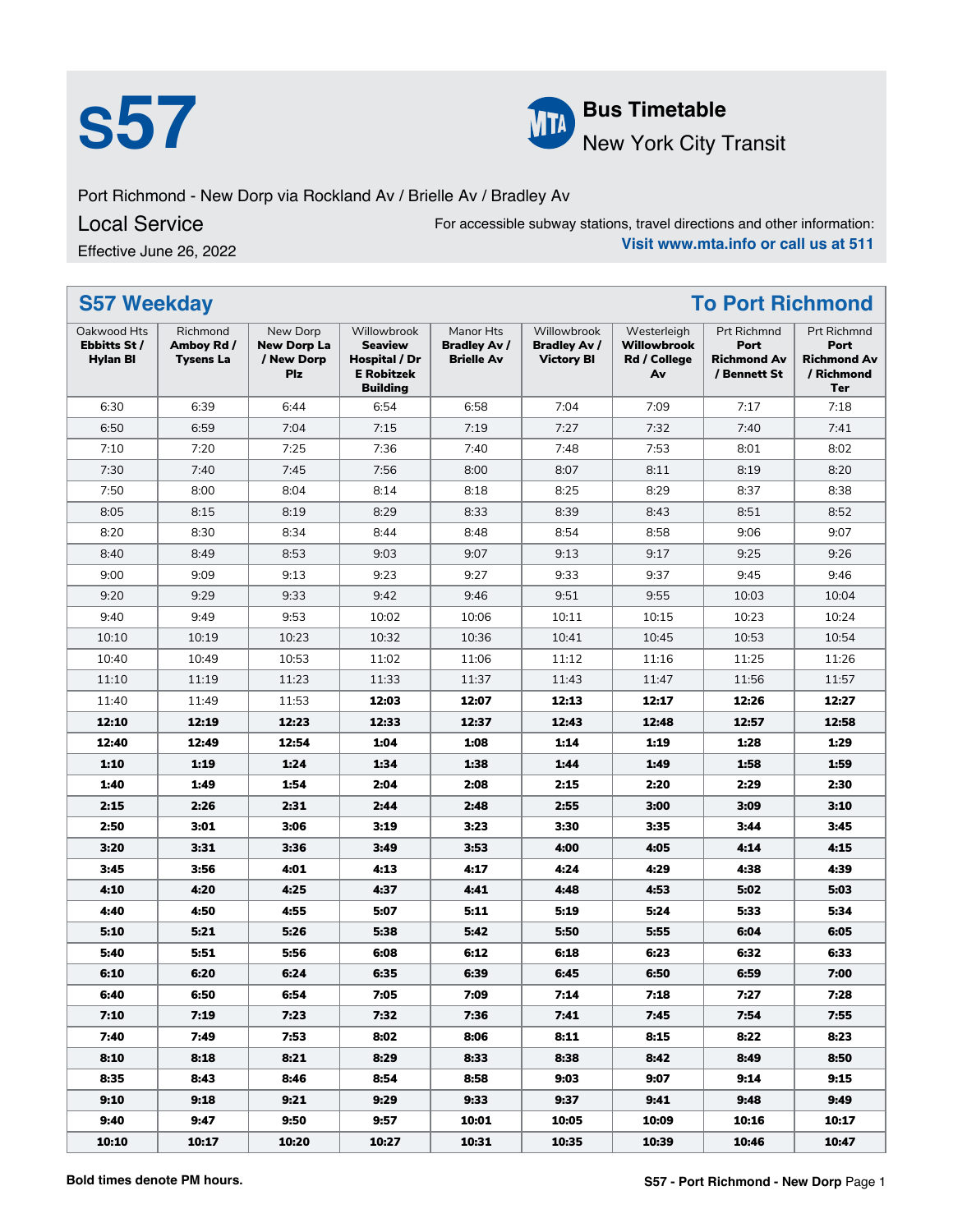# S57

**Bus Timetable**
New York City Transit

Port Richmond - New Dorp via Rockland Av / Brielle Av / Bradley Av

Local Service

Effective June 26, 2022

For accessible subway stations, travel directions and other information:
**Visit www.mta.info or call us at 511**

## S57 Weekday — To Port Richmond

| Oakwood Hts **Ebbitts St / Hylan Bl** | Richmond **Amboy Rd / Tysens La** | New Dorp **New Dorp La / New Dorp Plz** | Willowbrook **Seaview Hospital / Dr E Robitzek Building** | Manor Hts **Bradley Av / Brielle Av** | Willowbrook **Bradley Av / Victory Bl** | Westerleigh **Willowbrook Rd / College Av** | Prt Richmnd **Port Richmond Av / Bennett St** | Prt Richmnd **Port Richmond Av / Richmond Ter** |
|---|---|---|---|---|---|---|---|---|
| 6:30 | 6:39 | 6:44 | 6:54 | 6:58 | 7:04 | 7:09 | 7:17 | 7:18 |
| 6:50 | 6:59 | 7:04 | 7:15 | 7:19 | 7:27 | 7:32 | 7:40 | 7:41 |
| 7:10 | 7:20 | 7:25 | 7:36 | 7:40 | 7:48 | 7:53 | 8:01 | 8:02 |
| 7:30 | 7:40 | 7:45 | 7:56 | 8:00 | 8:07 | 8:11 | 8:19 | 8:20 |
| 7:50 | 8:00 | 8:04 | 8:14 | 8:18 | 8:25 | 8:29 | 8:37 | 8:38 |
| 8:05 | 8:15 | 8:19 | 8:29 | 8:33 | 8:39 | 8:43 | 8:51 | 8:52 |
| 8:20 | 8:30 | 8:34 | 8:44 | 8:48 | 8:54 | 8:58 | 9:06 | 9:07 |
| 8:40 | 8:49 | 8:53 | 9:03 | 9:07 | 9:13 | 9:17 | 9:25 | 9:26 |
| 9:00 | 9:09 | 9:13 | 9:23 | 9:27 | 9:33 | 9:37 | 9:45 | 9:46 |
| 9:20 | 9:29 | 9:33 | 9:42 | 9:46 | 9:51 | 9:55 | 10:03 | 10:04 |
| 9:40 | 9:49 | 9:53 | 10:02 | 10:06 | 10:11 | 10:15 | 10:23 | 10:24 |
| 10:10 | 10:19 | 10:23 | 10:32 | 10:36 | 10:41 | 10:45 | 10:53 | 10:54 |
| 10:40 | 10:49 | 10:53 | 11:02 | 11:06 | 11:12 | 11:16 | 11:25 | 11:26 |
| 11:10 | 11:19 | 11:23 | 11:33 | 11:37 | 11:43 | 11:47 | 11:56 | 11:57 |
| 11:40 | 11:49 | 11:53 | **12:03** | **12:07** | **12:13** | **12:17** | **12:26** | **12:27** |
| **12:10** | **12:19** | **12:23** | **12:33** | **12:37** | **12:43** | **12:48** | **12:57** | **12:58** |
| **12:40** | **12:49** | **12:54** | **1:04** | **1:08** | **1:14** | **1:19** | **1:28** | **1:29** |
| **1:10** | **1:19** | **1:24** | **1:34** | **1:38** | **1:44** | **1:49** | **1:58** | **1:59** |
| **1:40** | **1:49** | **1:54** | **2:04** | **2:08** | **2:15** | **2:20** | **2:29** | **2:30** |
| **2:15** | **2:26** | **2:31** | **2:44** | **2:48** | **2:55** | **3:00** | **3:09** | **3:10** |
| **2:50** | **3:01** | **3:06** | **3:19** | **3:23** | **3:30** | **3:35** | **3:44** | **3:45** |
| **3:20** | **3:31** | **3:36** | **3:49** | **3:53** | **4:00** | **4:05** | **4:14** | **4:15** |
| **3:45** | **3:56** | **4:01** | **4:13** | **4:17** | **4:24** | **4:29** | **4:38** | **4:39** |
| **4:10** | **4:20** | **4:25** | **4:37** | **4:41** | **4:48** | **4:53** | **5:02** | **5:03** |
| **4:40** | **4:50** | **4:55** | **5:07** | **5:11** | **5:19** | **5:24** | **5:33** | **5:34** |
| **5:10** | **5:21** | **5:26** | **5:38** | **5:42** | **5:50** | **5:55** | **6:04** | **6:05** |
| **5:40** | **5:51** | **5:56** | **6:08** | **6:12** | **6:18** | **6:23** | **6:32** | **6:33** |
| **6:10** | **6:20** | **6:24** | **6:35** | **6:39** | **6:45** | **6:50** | **6:59** | **7:00** |
| **6:40** | **6:50** | **6:54** | **7:05** | **7:09** | **7:14** | **7:18** | **7:27** | **7:28** |
| **7:10** | **7:19** | **7:23** | **7:32** | **7:36** | **7:41** | **7:45** | **7:54** | **7:55** |
| **7:40** | **7:49** | **7:53** | **8:02** | **8:06** | **8:11** | **8:15** | **8:22** | **8:23** |
| **8:10** | **8:18** | **8:21** | **8:29** | **8:33** | **8:38** | **8:42** | **8:49** | **8:50** |
| **8:35** | **8:43** | **8:46** | **8:54** | **8:58** | **9:03** | **9:07** | **9:14** | **9:15** |
| **9:10** | **9:18** | **9:21** | **9:29** | **9:33** | **9:37** | **9:41** | **9:48** | **9:49** |
| **9:40** | **9:47** | **9:50** | **9:57** | **10:01** | **10:05** | **10:09** | **10:16** | **10:17** |
| **10:10** | **10:17** | **10:20** | **10:27** | **10:31** | **10:35** | **10:39** | **10:46** | **10:47** |

**Bold times denote PM hours.**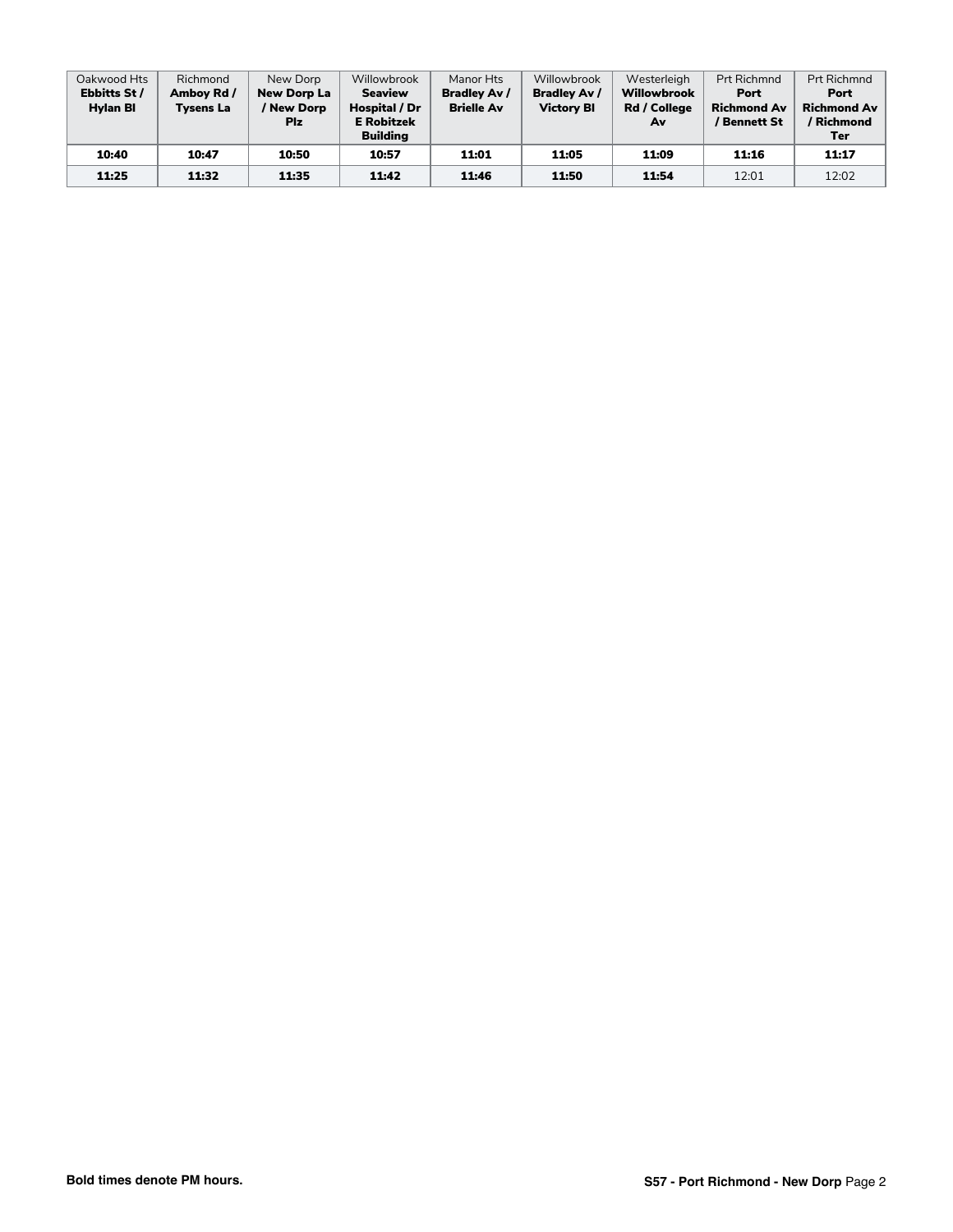| Oakwood Hts **Ebbitts St / Hylan Bl** | Richmond **Amboy Rd / Tysens La** | New Dorp **New Dorp La / New Dorp Plz** | Willowbrook **Seaview Hospital / Dr E Robitzek Building** | Manor Hts **Bradley Av / Brielle Av** | Willowbrook **Bradley Av / Victory Bl** | Westerleigh **Willowbrook Rd / College Av** | Prt Richmnd **Port Richmond Av / Bennett St** | Prt Richmnd **Port Richmond Av / Richmond Ter** |
|---|---|---|---|---|---|---|---|---|
| **10:40** | **10:47** | **10:50** | **10:57** | **11:01** | **11:05** | **11:09** | **11:16** | **11:17** |
| **11:25** | **11:32** | **11:35** | **11:42** | **11:46** | **11:50** | **11:54** | 12:01 | 12:02 |

**Bold times denote PM hours.**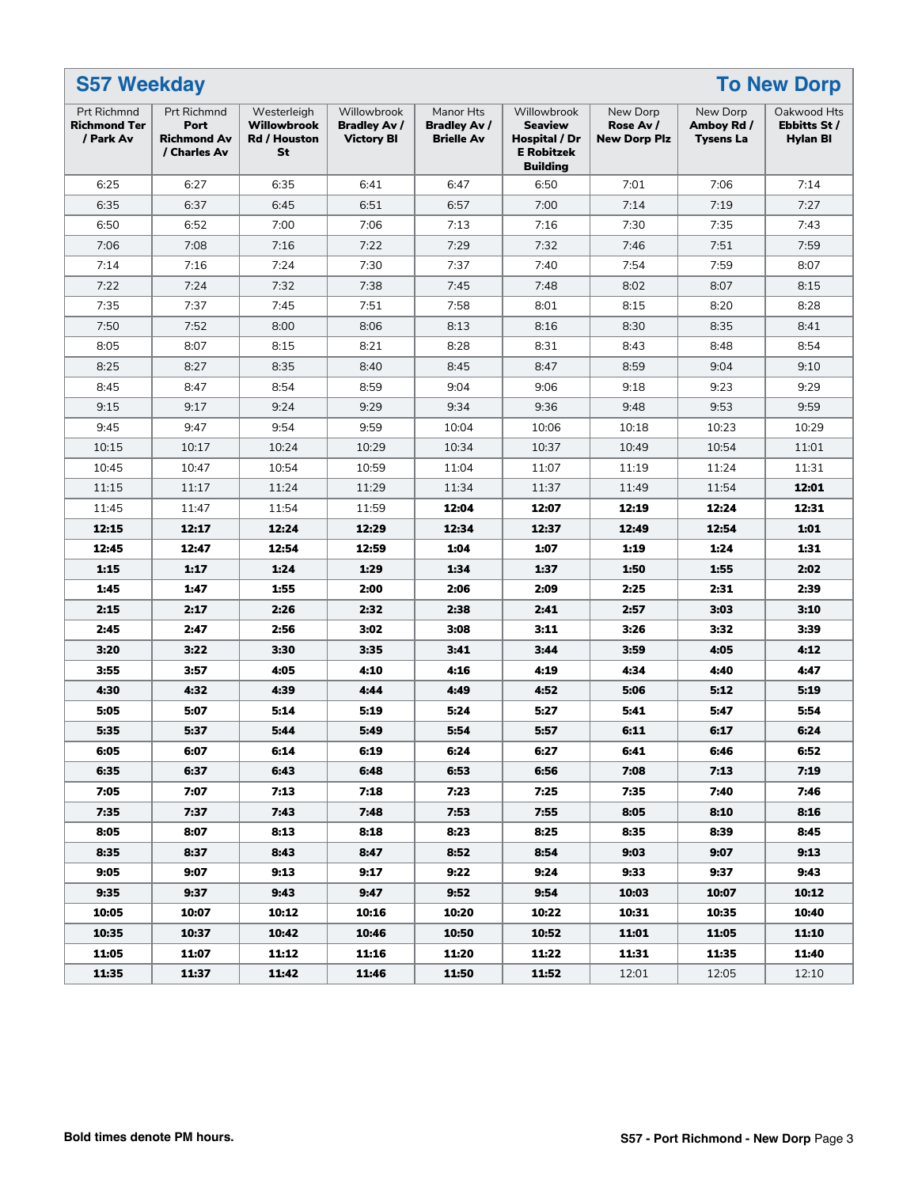## S57 Weekday — To New Dorp

| Prt Richmnd **Richmond Ter / Park Av** | Prt Richmnd **Port Richmond Av / Charles Av** | Westerleigh **Willowbrook Rd / Houston St** | Willowbrook **Bradley Av / Victory Bl** | Manor Hts **Bradley Av / Brielle Av** | Willowbrook **Seaview Hospital / Dr E Robitzek Building** | New Dorp **Rose Av / New Dorp Plz** | New Dorp **Amboy Rd / Tysens La** | Oakwood Hts **Ebbitts St / Hylan Bl** |
|---|---|---|---|---|---|---|---|---|
| 6:25 | 6:27 | 6:35 | 6:41 | 6:47 | 6:50 | 7:01 | 7:06 | 7:14 |
| 6:35 | 6:37 | 6:45 | 6:51 | 6:57 | 7:00 | 7:14 | 7:19 | 7:27 |
| 6:50 | 6:52 | 7:00 | 7:06 | 7:13 | 7:16 | 7:30 | 7:35 | 7:43 |
| 7:06 | 7:08 | 7:16 | 7:22 | 7:29 | 7:32 | 7:46 | 7:51 | 7:59 |
| 7:14 | 7:16 | 7:24 | 7:30 | 7:37 | 7:40 | 7:54 | 7:59 | 8:07 |
| 7:22 | 7:24 | 7:32 | 7:38 | 7:45 | 7:48 | 8:02 | 8:07 | 8:15 |
| 7:35 | 7:37 | 7:45 | 7:51 | 7:58 | 8:01 | 8:15 | 8:20 | 8:28 |
| 7:50 | 7:52 | 8:00 | 8:06 | 8:13 | 8:16 | 8:30 | 8:35 | 8:41 |
| 8:05 | 8:07 | 8:15 | 8:21 | 8:28 | 8:31 | 8:43 | 8:48 | 8:54 |
| 8:25 | 8:27 | 8:35 | 8:40 | 8:45 | 8:47 | 8:59 | 9:04 | 9:10 |
| 8:45 | 8:47 | 8:54 | 8:59 | 9:04 | 9:06 | 9:18 | 9:23 | 9:29 |
| 9:15 | 9:17 | 9:24 | 9:29 | 9:34 | 9:36 | 9:48 | 9:53 | 9:59 |
| 9:45 | 9:47 | 9:54 | 9:59 | 10:04 | 10:06 | 10:18 | 10:23 | 10:29 |
| 10:15 | 10:17 | 10:24 | 10:29 | 10:34 | 10:37 | 10:49 | 10:54 | 11:01 |
| 10:45 | 10:47 | 10:54 | 10:59 | 11:04 | 11:07 | 11:19 | 11:24 | 11:31 |
| 11:15 | 11:17 | 11:24 | 11:29 | 11:34 | 11:37 | 11:49 | 11:54 | **12:01** |
| 11:45 | 11:47 | 11:54 | 11:59 | **12:04** | **12:07** | **12:19** | **12:24** | **12:31** |
| **12:15** | **12:17** | **12:24** | **12:29** | **12:34** | **12:37** | **12:49** | **12:54** | **1:01** |
| **12:45** | **12:47** | **12:54** | **12:59** | **1:04** | **1:07** | **1:19** | **1:24** | **1:31** |
| **1:15** | **1:17** | **1:24** | **1:29** | **1:34** | **1:37** | **1:50** | **1:55** | **2:02** |
| **1:45** | **1:47** | **1:55** | **2:00** | **2:06** | **2:09** | **2:25** | **2:31** | **2:39** |
| **2:15** | **2:17** | **2:26** | **2:32** | **2:38** | **2:41** | **2:57** | **3:03** | **3:10** |
| **2:45** | **2:47** | **2:56** | **3:02** | **3:08** | **3:11** | **3:26** | **3:32** | **3:39** |
| **3:20** | **3:22** | **3:30** | **3:35** | **3:41** | **3:44** | **3:59** | **4:05** | **4:12** |
| **3:55** | **3:57** | **4:05** | **4:10** | **4:16** | **4:19** | **4:34** | **4:40** | **4:47** |
| **4:30** | **4:32** | **4:39** | **4:44** | **4:49** | **4:52** | **5:06** | **5:12** | **5:19** |
| **5:05** | **5:07** | **5:14** | **5:19** | **5:24** | **5:27** | **5:41** | **5:47** | **5:54** |
| **5:35** | **5:37** | **5:44** | **5:49** | **5:54** | **5:57** | **6:11** | **6:17** | **6:24** |
| **6:05** | **6:07** | **6:14** | **6:19** | **6:24** | **6:27** | **6:41** | **6:46** | **6:52** |
| **6:35** | **6:37** | **6:43** | **6:48** | **6:53** | **6:56** | **7:08** | **7:13** | **7:19** |
| **7:05** | **7:07** | **7:13** | **7:18** | **7:23** | **7:25** | **7:35** | **7:40** | **7:46** |
| **7:35** | **7:37** | **7:43** | **7:48** | **7:53** | **7:55** | **8:05** | **8:10** | **8:16** |
| **8:05** | **8:07** | **8:13** | **8:18** | **8:23** | **8:25** | **8:35** | **8:39** | **8:45** |
| **8:35** | **8:37** | **8:43** | **8:47** | **8:52** | **8:54** | **9:03** | **9:07** | **9:13** |
| **9:05** | **9:07** | **9:13** | **9:17** | **9:22** | **9:24** | **9:33** | **9:37** | **9:43** |
| **9:35** | **9:37** | **9:43** | **9:47** | **9:52** | **9:54** | **10:03** | **10:07** | **10:12** |
| **10:05** | **10:07** | **10:12** | **10:16** | **10:20** | **10:22** | **10:31** | **10:35** | **10:40** |
| **10:35** | **10:37** | **10:42** | **10:46** | **10:50** | **10:52** | **11:01** | **11:05** | **11:10** |
| **11:05** | **11:07** | **11:12** | **11:16** | **11:20** | **11:22** | **11:31** | **11:35** | **11:40** |
| **11:35** | **11:37** | **11:42** | **11:46** | **11:50** | **11:52** | 12:01 | 12:05 | 12:10 |

**Bold times denote PM hours.**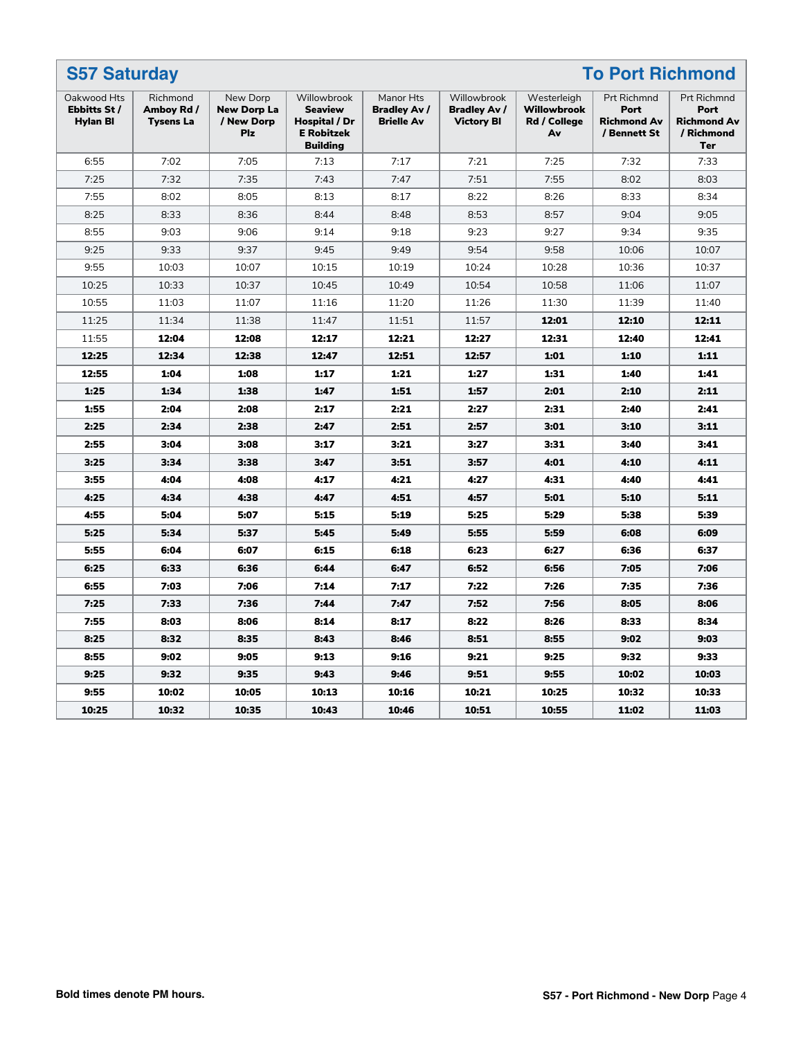## S57 Saturday — To Port Richmond

| Oakwood Hts **Ebbitts St / Hylan Bl** | Richmond **Amboy Rd / Tysens La** | New Dorp **New Dorp La / New Dorp Plz** | Willowbrook **Seaview Hospital / Dr E Robitzek Building** | Manor Hts **Bradley Av / Brielle Av** | Willowbrook **Bradley Av / Victory Bl** | Westerleigh **Willowbrook Rd / College Av** | Prt Richmnd **Port Richmond Av / Bennett St** | Prt Richmnd **Port Richmond Av / Richmond Ter** |
|---|---|---|---|---|---|---|---|---|
| 6:55 | 7:02 | 7:05 | 7:13 | 7:17 | 7:21 | 7:25 | 7:32 | 7:33 |
| 7:25 | 7:32 | 7:35 | 7:43 | 7:47 | 7:51 | 7:55 | 8:02 | 8:03 |
| 7:55 | 8:02 | 8:05 | 8:13 | 8:17 | 8:22 | 8:26 | 8:33 | 8:34 |
| 8:25 | 8:33 | 8:36 | 8:44 | 8:48 | 8:53 | 8:57 | 9:04 | 9:05 |
| 8:55 | 9:03 | 9:06 | 9:14 | 9:18 | 9:23 | 9:27 | 9:34 | 9:35 |
| 9:25 | 9:33 | 9:37 | 9:45 | 9:49 | 9:54 | 9:58 | 10:06 | 10:07 |
| 9:55 | 10:03 | 10:07 | 10:15 | 10:19 | 10:24 | 10:28 | 10:36 | 10:37 |
| 10:25 | 10:33 | 10:37 | 10:45 | 10:49 | 10:54 | 10:58 | 11:06 | 11:07 |
| 10:55 | 11:03 | 11:07 | 11:16 | 11:20 | 11:26 | 11:30 | 11:39 | 11:40 |
| 11:25 | 11:34 | 11:38 | 11:47 | 11:51 | 11:57 | **12:01** | **12:10** | **12:11** |
| 11:55 | **12:04** | **12:08** | **12:17** | **12:21** | **12:27** | **12:31** | **12:40** | **12:41** |
| **12:25** | **12:34** | **12:38** | **12:47** | **12:51** | **12:57** | **1:01** | **1:10** | **1:11** |
| **12:55** | **1:04** | **1:08** | **1:17** | **1:21** | **1:27** | **1:31** | **1:40** | **1:41** |
| **1:25** | **1:34** | **1:38** | **1:47** | **1:51** | **1:57** | **2:01** | **2:10** | **2:11** |
| **1:55** | **2:04** | **2:08** | **2:17** | **2:21** | **2:27** | **2:31** | **2:40** | **2:41** |
| **2:25** | **2:34** | **2:38** | **2:47** | **2:51** | **2:57** | **3:01** | **3:10** | **3:11** |
| **2:55** | **3:04** | **3:08** | **3:17** | **3:21** | **3:27** | **3:31** | **3:40** | **3:41** |
| **3:25** | **3:34** | **3:38** | **3:47** | **3:51** | **3:57** | **4:01** | **4:10** | **4:11** |
| **3:55** | **4:04** | **4:08** | **4:17** | **4:21** | **4:27** | **4:31** | **4:40** | **4:41** |
| **4:25** | **4:34** | **4:38** | **4:47** | **4:51** | **4:57** | **5:01** | **5:10** | **5:11** |
| **4:55** | **5:04** | **5:07** | **5:15** | **5:19** | **5:25** | **5:29** | **5:38** | **5:39** |
| **5:25** | **5:34** | **5:37** | **5:45** | **5:49** | **5:55** | **5:59** | **6:08** | **6:09** |
| **5:55** | **6:04** | **6:07** | **6:15** | **6:18** | **6:23** | **6:27** | **6:36** | **6:37** |
| **6:25** | **6:33** | **6:36** | **6:44** | **6:47** | **6:52** | **6:56** | **7:05** | **7:06** |
| **6:55** | **7:03** | **7:06** | **7:14** | **7:17** | **7:22** | **7:26** | **7:35** | **7:36** |
| **7:25** | **7:33** | **7:36** | **7:44** | **7:47** | **7:52** | **7:56** | **8:05** | **8:06** |
| **7:55** | **8:03** | **8:06** | **8:14** | **8:17** | **8:22** | **8:26** | **8:33** | **8:34** |
| **8:25** | **8:32** | **8:35** | **8:43** | **8:46** | **8:51** | **8:55** | **9:02** | **9:03** |
| **8:55** | **9:02** | **9:05** | **9:13** | **9:16** | **9:21** | **9:25** | **9:32** | **9:33** |
| **9:25** | **9:32** | **9:35** | **9:43** | **9:46** | **9:51** | **9:55** | **10:02** | **10:03** |
| **9:55** | **10:02** | **10:05** | **10:13** | **10:16** | **10:21** | **10:25** | **10:32** | **10:33** |
| **10:25** | **10:32** | **10:35** | **10:43** | **10:46** | **10:51** | **10:55** | **11:02** | **11:03** |

**Bold times denote PM hours.**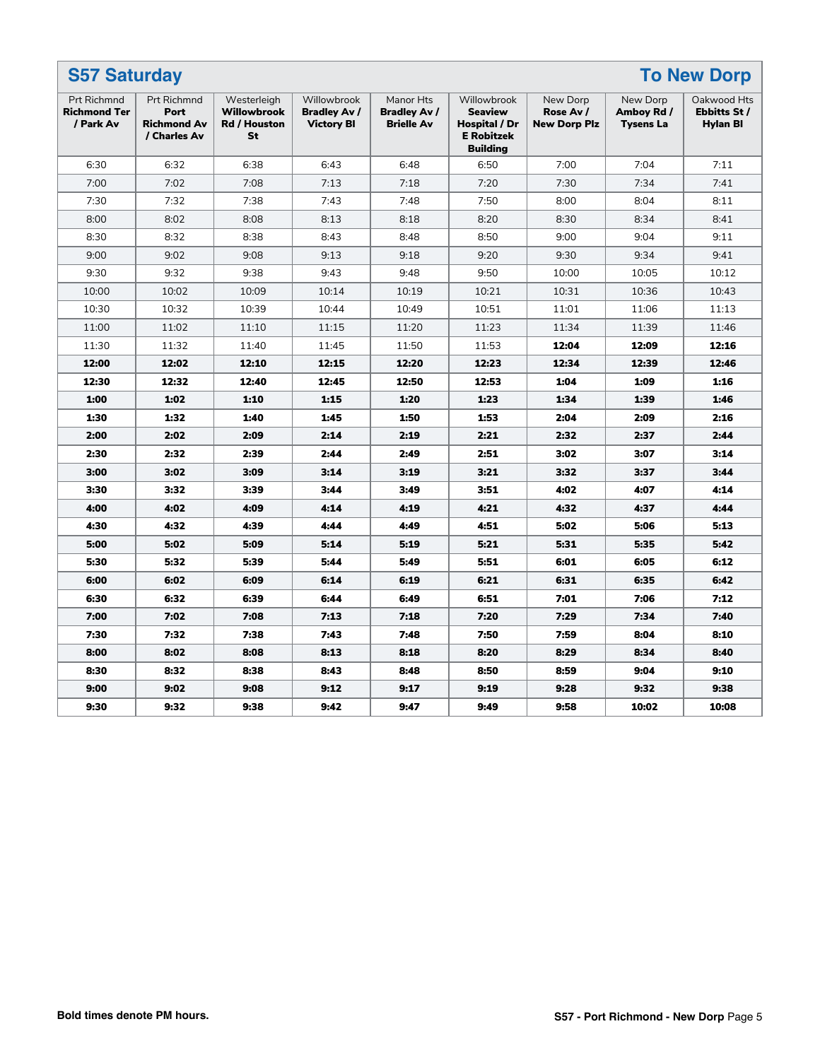## S57 Saturday — To New Dorp

| Prt Richmnd **Richmond Ter / Park Av** | Prt Richmnd **Port Richmond Av / Charles Av** | Westerleigh **Willowbrook Rd / Houston St** | Willowbrook **Bradley Av / Victory Bl** | Manor Hts **Bradley Av / Brielle Av** | Willowbrook **Seaview Hospital / Dr E Robitzek Building** | New Dorp **Rose Av / New Dorp Plz** | New Dorp **Amboy Rd / Tysens La** | Oakwood Hts **Ebbitts St / Hylan Bl** |
|---|---|---|---|---|---|---|---|---|
| 6:30 | 6:32 | 6:38 | 6:43 | 6:48 | 6:50 | 7:00 | 7:04 | 7:11 |
| 7:00 | 7:02 | 7:08 | 7:13 | 7:18 | 7:20 | 7:30 | 7:34 | 7:41 |
| 7:30 | 7:32 | 7:38 | 7:43 | 7:48 | 7:50 | 8:00 | 8:04 | 8:11 |
| 8:00 | 8:02 | 8:08 | 8:13 | 8:18 | 8:20 | 8:30 | 8:34 | 8:41 |
| 8:30 | 8:32 | 8:38 | 8:43 | 8:48 | 8:50 | 9:00 | 9:04 | 9:11 |
| 9:00 | 9:02 | 9:08 | 9:13 | 9:18 | 9:20 | 9:30 | 9:34 | 9:41 |
| 9:30 | 9:32 | 9:38 | 9:43 | 9:48 | 9:50 | 10:00 | 10:05 | 10:12 |
| 10:00 | 10:02 | 10:09 | 10:14 | 10:19 | 10:21 | 10:31 | 10:36 | 10:43 |
| 10:30 | 10:32 | 10:39 | 10:44 | 10:49 | 10:51 | 11:01 | 11:06 | 11:13 |
| 11:00 | 11:02 | 11:10 | 11:15 | 11:20 | 11:23 | 11:34 | 11:39 | 11:46 |
| 11:30 | 11:32 | 11:40 | 11:45 | 11:50 | 11:53 | **12:04** | **12:09** | **12:16** |
| **12:00** | **12:02** | **12:10** | **12:15** | **12:20** | **12:23** | **12:34** | **12:39** | **12:46** |
| **12:30** | **12:32** | **12:40** | **12:45** | **12:50** | **12:53** | **1:04** | **1:09** | **1:16** |
| **1:00** | **1:02** | **1:10** | **1:15** | **1:20** | **1:23** | **1:34** | **1:39** | **1:46** |
| **1:30** | **1:32** | **1:40** | **1:45** | **1:50** | **1:53** | **2:04** | **2:09** | **2:16** |
| **2:00** | **2:02** | **2:09** | **2:14** | **2:19** | **2:21** | **2:32** | **2:37** | **2:44** |
| **2:30** | **2:32** | **2:39** | **2:44** | **2:49** | **2:51** | **3:02** | **3:07** | **3:14** |
| **3:00** | **3:02** | **3:09** | **3:14** | **3:19** | **3:21** | **3:32** | **3:37** | **3:44** |
| **3:30** | **3:32** | **3:39** | **3:44** | **3:49** | **3:51** | **4:02** | **4:07** | **4:14** |
| **4:00** | **4:02** | **4:09** | **4:14** | **4:19** | **4:21** | **4:32** | **4:37** | **4:44** |
| **4:30** | **4:32** | **4:39** | **4:44** | **4:49** | **4:51** | **5:02** | **5:06** | **5:13** |
| **5:00** | **5:02** | **5:09** | **5:14** | **5:19** | **5:21** | **5:31** | **5:35** | **5:42** |
| **5:30** | **5:32** | **5:39** | **5:44** | **5:49** | **5:51** | **6:01** | **6:05** | **6:12** |
| **6:00** | **6:02** | **6:09** | **6:14** | **6:19** | **6:21** | **6:31** | **6:35** | **6:42** |
| **6:30** | **6:32** | **6:39** | **6:44** | **6:49** | **6:51** | **7:01** | **7:06** | **7:12** |
| **7:00** | **7:02** | **7:08** | **7:13** | **7:18** | **7:20** | **7:29** | **7:34** | **7:40** |
| **7:30** | **7:32** | **7:38** | **7:43** | **7:48** | **7:50** | **7:59** | **8:04** | **8:10** |
| **8:00** | **8:02** | **8:08** | **8:13** | **8:18** | **8:20** | **8:29** | **8:34** | **8:40** |
| **8:30** | **8:32** | **8:38** | **8:43** | **8:48** | **8:50** | **8:59** | **9:04** | **9:10** |
| **9:00** | **9:02** | **9:08** | **9:12** | **9:17** | **9:19** | **9:28** | **9:32** | **9:38** |
| **9:30** | **9:32** | **9:38** | **9:42** | **9:47** | **9:49** | **9:58** | **10:02** | **10:08** |

**Bold times denote PM hours.**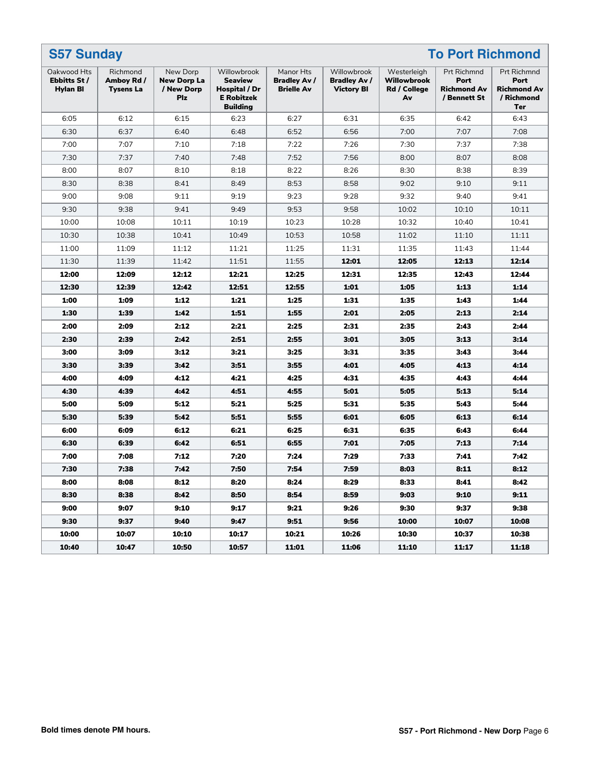## S57 Sunday — To Port Richmond

| Oakwood Hts **Ebbitts St / Hylan Bl** | Richmond **Amboy Rd / Tysens La** | New Dorp **New Dorp La / New Dorp Plz** | Willowbrook **Seaview Hospital / Dr E Robitzek Building** | Manor Hts **Bradley Av / Brielle Av** | Willowbrook **Bradley Av / Victory Bl** | Westerleigh **Willowbrook Rd / College Av** | Prt Richmnd **Port Richmond Av / Bennett St** | Prt Richmnd **Port Richmond Av / Richmond Ter** |
|---|---|---|---|---|---|---|---|---|
| 6:05 | 6:12 | 6:15 | 6:23 | 6:27 | 6:31 | 6:35 | 6:42 | 6:43 |
| 6:30 | 6:37 | 6:40 | 6:48 | 6:52 | 6:56 | 7:00 | 7:07 | 7:08 |
| 7:00 | 7:07 | 7:10 | 7:18 | 7:22 | 7:26 | 7:30 | 7:37 | 7:38 |
| 7:30 | 7:37 | 7:40 | 7:48 | 7:52 | 7:56 | 8:00 | 8:07 | 8:08 |
| 8:00 | 8:07 | 8:10 | 8:18 | 8:22 | 8:26 | 8:30 | 8:38 | 8:39 |
| 8:30 | 8:38 | 8:41 | 8:49 | 8:53 | 8:58 | 9:02 | 9:10 | 9:11 |
| 9:00 | 9:08 | 9:11 | 9:19 | 9:23 | 9:28 | 9:32 | 9:40 | 9:41 |
| 9:30 | 9:38 | 9:41 | 9:49 | 9:53 | 9:58 | 10:02 | 10:10 | 10:11 |
| 10:00 | 10:08 | 10:11 | 10:19 | 10:23 | 10:28 | 10:32 | 10:40 | 10:41 |
| 10:30 | 10:38 | 10:41 | 10:49 | 10:53 | 10:58 | 11:02 | 11:10 | 11:11 |
| 11:00 | 11:09 | 11:12 | 11:21 | 11:25 | 11:31 | 11:35 | 11:43 | 11:44 |
| 11:30 | 11:39 | 11:42 | 11:51 | 11:55 | **12:01** | **12:05** | **12:13** | **12:14** |
| **12:00** | **12:09** | **12:12** | **12:21** | **12:25** | **12:31** | **12:35** | **12:43** | **12:44** |
| **12:30** | **12:39** | **12:42** | **12:51** | **12:55** | **1:01** | **1:05** | **1:13** | **1:14** |
| **1:00** | **1:09** | **1:12** | **1:21** | **1:25** | **1:31** | **1:35** | **1:43** | **1:44** |
| **1:30** | **1:39** | **1:42** | **1:51** | **1:55** | **2:01** | **2:05** | **2:13** | **2:14** |
| **2:00** | **2:09** | **2:12** | **2:21** | **2:25** | **2:31** | **2:35** | **2:43** | **2:44** |
| **2:30** | **2:39** | **2:42** | **2:51** | **2:55** | **3:01** | **3:05** | **3:13** | **3:14** |
| **3:00** | **3:09** | **3:12** | **3:21** | **3:25** | **3:31** | **3:35** | **3:43** | **3:44** |
| **3:30** | **3:39** | **3:42** | **3:51** | **3:55** | **4:01** | **4:05** | **4:13** | **4:14** |
| **4:00** | **4:09** | **4:12** | **4:21** | **4:25** | **4:31** | **4:35** | **4:43** | **4:44** |
| **4:30** | **4:39** | **4:42** | **4:51** | **4:55** | **5:01** | **5:05** | **5:13** | **5:14** |
| **5:00** | **5:09** | **5:12** | **5:21** | **5:25** | **5:31** | **5:35** | **5:43** | **5:44** |
| **5:30** | **5:39** | **5:42** | **5:51** | **5:55** | **6:01** | **6:05** | **6:13** | **6:14** |
| **6:00** | **6:09** | **6:12** | **6:21** | **6:25** | **6:31** | **6:35** | **6:43** | **6:44** |
| **6:30** | **6:39** | **6:42** | **6:51** | **6:55** | **7:01** | **7:05** | **7:13** | **7:14** |
| **7:00** | **7:08** | **7:12** | **7:20** | **7:24** | **7:29** | **7:33** | **7:41** | **7:42** |
| **7:30** | **7:38** | **7:42** | **7:50** | **7:54** | **7:59** | **8:03** | **8:11** | **8:12** |
| **8:00** | **8:08** | **8:12** | **8:20** | **8:24** | **8:29** | **8:33** | **8:41** | **8:42** |
| **8:30** | **8:38** | **8:42** | **8:50** | **8:54** | **8:59** | **9:03** | **9:10** | **9:11** |
| **9:00** | **9:07** | **9:10** | **9:17** | **9:21** | **9:26** | **9:30** | **9:37** | **9:38** |
| **9:30** | **9:37** | **9:40** | **9:47** | **9:51** | **9:56** | **10:00** | **10:07** | **10:08** |
| **10:00** | **10:07** | **10:10** | **10:17** | **10:21** | **10:26** | **10:30** | **10:37** | **10:38** |
| **10:40** | **10:47** | **10:50** | **10:57** | **11:01** | **11:06** | **11:10** | **11:17** | **11:18** |

**Bold times denote PM hours.**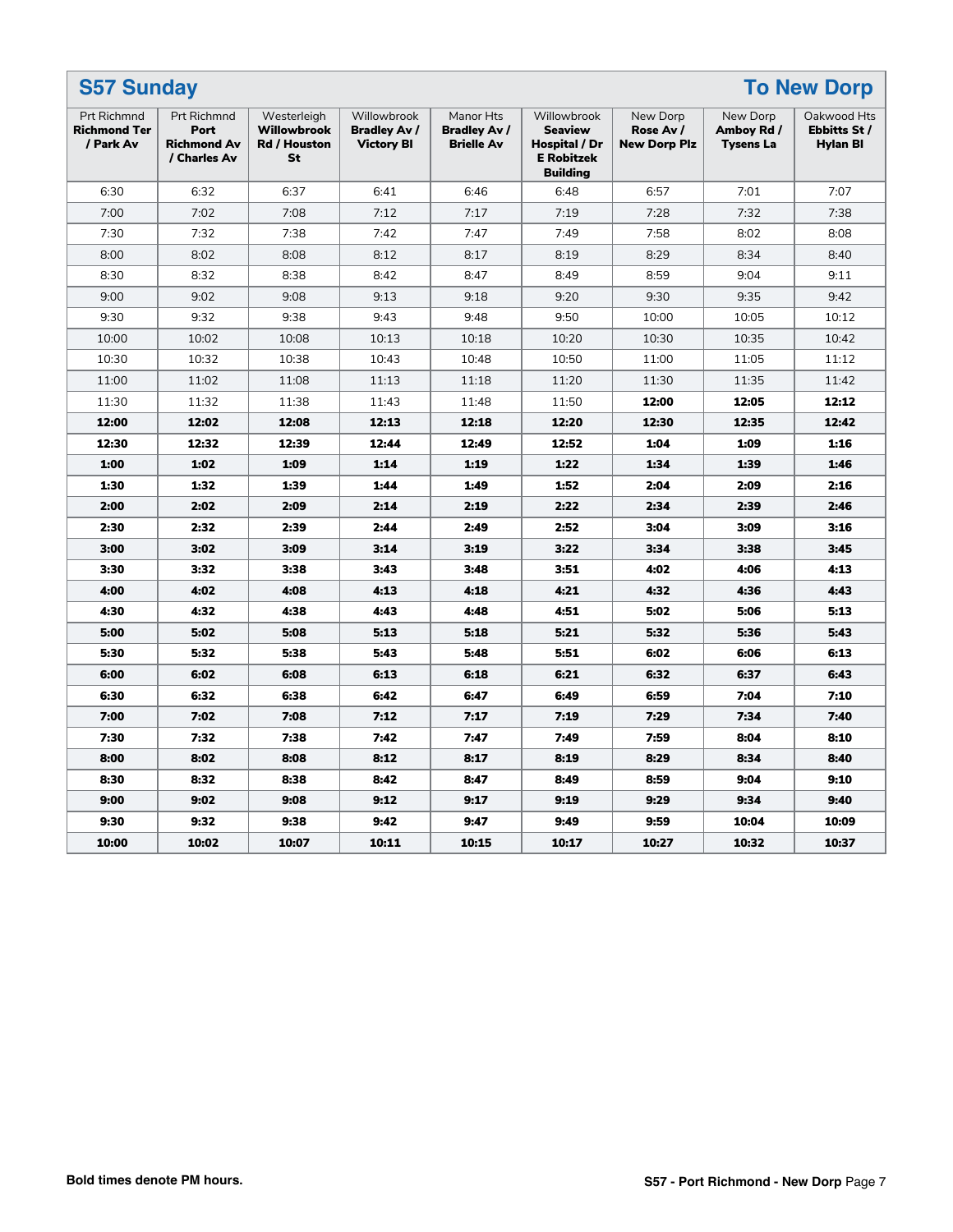## S57 Sunday — To New Dorp

| Prt Richmnd **Richmond Ter / Park Av** | Prt Richmnd **Port Richmond Av / Charles Av** | Westerleigh **Willowbrook Rd / Houston St** | Willowbrook **Bradley Av / Victory Bl** | Manor Hts **Bradley Av / Brielle Av** | Willowbrook **Seaview Hospital / Dr E Robitzek Building** | New Dorp **Rose Av / New Dorp Plz** | New Dorp **Amboy Rd / Tysens La** | Oakwood Hts **Ebbitts St / Hylan Bl** |
|---|---|---|---|---|---|---|---|---|
| 6:30 | 6:32 | 6:37 | 6:41 | 6:46 | 6:48 | 6:57 | 7:01 | 7:07 |
| 7:00 | 7:02 | 7:08 | 7:12 | 7:17 | 7:19 | 7:28 | 7:32 | 7:38 |
| 7:30 | 7:32 | 7:38 | 7:42 | 7:47 | 7:49 | 7:58 | 8:02 | 8:08 |
| 8:00 | 8:02 | 8:08 | 8:12 | 8:17 | 8:19 | 8:29 | 8:34 | 8:40 |
| 8:30 | 8:32 | 8:38 | 8:42 | 8:47 | 8:49 | 8:59 | 9:04 | 9:11 |
| 9:00 | 9:02 | 9:08 | 9:13 | 9:18 | 9:20 | 9:30 | 9:35 | 9:42 |
| 9:30 | 9:32 | 9:38 | 9:43 | 9:48 | 9:50 | 10:00 | 10:05 | 10:12 |
| 10:00 | 10:02 | 10:08 | 10:13 | 10:18 | 10:20 | 10:30 | 10:35 | 10:42 |
| 10:30 | 10:32 | 10:38 | 10:43 | 10:48 | 10:50 | 11:00 | 11:05 | 11:12 |
| 11:00 | 11:02 | 11:08 | 11:13 | 11:18 | 11:20 | 11:30 | 11:35 | 11:42 |
| 11:30 | 11:32 | 11:38 | 11:43 | 11:48 | 11:50 | **12:00** | **12:05** | **12:12** |
| **12:00** | **12:02** | **12:08** | **12:13** | **12:18** | **12:20** | **12:30** | **12:35** | **12:42** |
| **12:30** | **12:32** | **12:39** | **12:44** | **12:49** | **12:52** | **1:04** | **1:09** | **1:16** |
| **1:00** | **1:02** | **1:09** | **1:14** | **1:19** | **1:22** | **1:34** | **1:39** | **1:46** |
| **1:30** | **1:32** | **1:39** | **1:44** | **1:49** | **1:52** | **2:04** | **2:09** | **2:16** |
| **2:00** | **2:02** | **2:09** | **2:14** | **2:19** | **2:22** | **2:34** | **2:39** | **2:46** |
| **2:30** | **2:32** | **2:39** | **2:44** | **2:49** | **2:52** | **3:04** | **3:09** | **3:16** |
| **3:00** | **3:02** | **3:09** | **3:14** | **3:19** | **3:22** | **3:34** | **3:38** | **3:45** |
| **3:30** | **3:32** | **3:38** | **3:43** | **3:48** | **3:51** | **4:02** | **4:06** | **4:13** |
| **4:00** | **4:02** | **4:08** | **4:13** | **4:18** | **4:21** | **4:32** | **4:36** | **4:43** |
| **4:30** | **4:32** | **4:38** | **4:43** | **4:48** | **4:51** | **5:02** | **5:06** | **5:13** |
| **5:00** | **5:02** | **5:08** | **5:13** | **5:18** | **5:21** | **5:32** | **5:36** | **5:43** |
| **5:30** | **5:32** | **5:38** | **5:43** | **5:48** | **5:51** | **6:02** | **6:06** | **6:13** |
| **6:00** | **6:02** | **6:08** | **6:13** | **6:18** | **6:21** | **6:32** | **6:37** | **6:43** |
| **6:30** | **6:32** | **6:38** | **6:42** | **6:47** | **6:49** | **6:59** | **7:04** | **7:10** |
| **7:00** | **7:02** | **7:08** | **7:12** | **7:17** | **7:19** | **7:29** | **7:34** | **7:40** |
| **7:30** | **7:32** | **7:38** | **7:42** | **7:47** | **7:49** | **7:59** | **8:04** | **8:10** |
| **8:00** | **8:02** | **8:08** | **8:12** | **8:17** | **8:19** | **8:29** | **8:34** | **8:40** |
| **8:30** | **8:32** | **8:38** | **8:42** | **8:47** | **8:49** | **8:59** | **9:04** | **9:10** |
| **9:00** | **9:02** | **9:08** | **9:12** | **9:17** | **9:19** | **9:29** | **9:34** | **9:40** |
| **9:30** | **9:32** | **9:38** | **9:42** | **9:47** | **9:49** | **9:59** | **10:04** | **10:09** |
| **10:00** | **10:02** | **10:07** | **10:11** | **10:15** | **10:17** | **10:27** | **10:32** | **10:37** |

**Bold times denote PM hours.**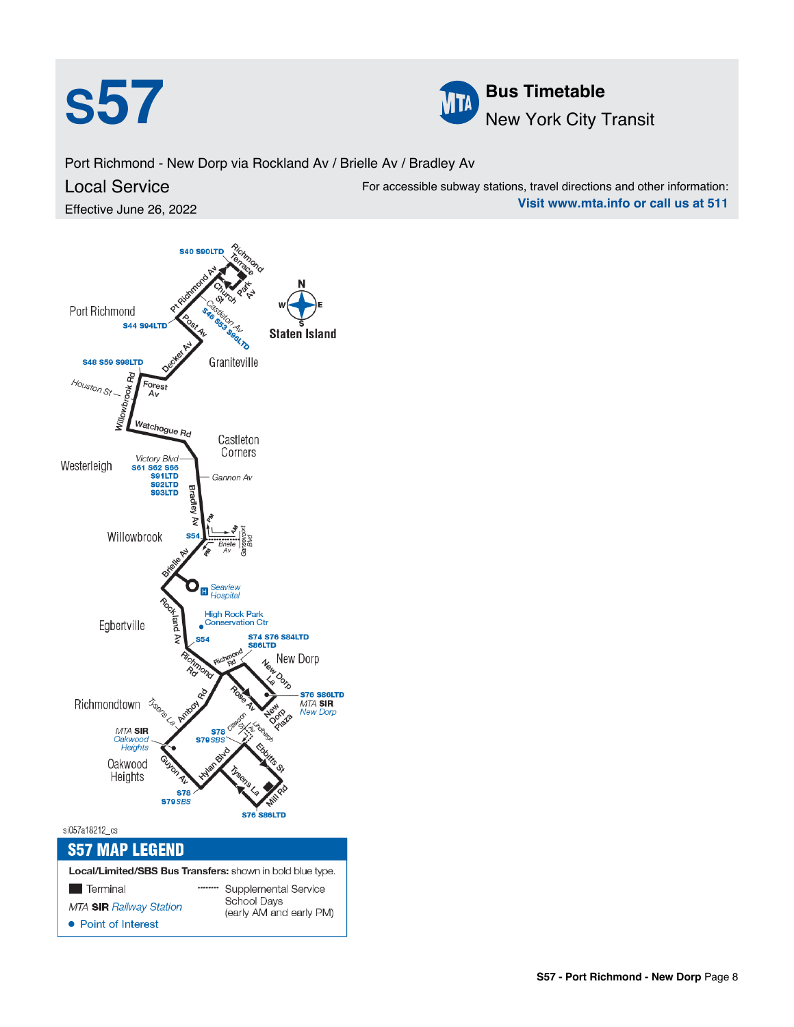# S57

**Bus Timetable**
New York City Transit

Port Richmond - New Dorp via Rockland Av / Brielle Av / Bradley Av

## Local Service

Effective June 26, 2022

For accessible subway stations, travel directions and other information:
**Visit www.mta.info or call us at 511**

Port Richmond

S40 S90LTD

Richmond Terrace

Pt Richmond Av

Church St

Park Av

S44 S94LTD

Castleton Av

S46 S53 S96LTD

Post Av

Staten Island

Graniteville

Decker Av

S48 S59 S98LTD

Houston St

Willowbrook Rd

Forest Av

Watchogue Rd

Castleton Corners

Westerleigh

Victory Blvd

S61 S62 S66 S91LTD S92LTD S93LTD

Gannon Av

Bradley Av

PM

AM

Willowbrook

S54

PM

Brielle Av

Gansevoort Blvd

Brielle Av

Seaview Hospital

Rockland Av

High Rock Park Conservation Ctr

Egbertville

S54

S74 S76 S84LTD S86LTD

Richmond Rd

Richmond Rd

New Dorp

New Dorp La

S76 S86LTD

MTA SIR New Dorp

Rose Av

New Dorp Plaza

Richmondtown

Tysens La

Amboy Rd

Clawson St

Lindbergh Av

MTA SIR Oakwood Heights

S78 S79SBS

Ebbitts St

Oakwood Heights

Guyon Av

Hylan Blvd

Tysens La

Mill Rd

S78 S79SBS

S76 S86LTD

si057a18212_cs

## S57 MAP LEGEND

**Local/Limited/SBS Bus Transfers:** shown in bold blue type.

- ■ Terminal
- MTA **SIR** *Railway Station*
- ● Point of Interest
- -------- Supplemental Service School Days (early AM and early PM)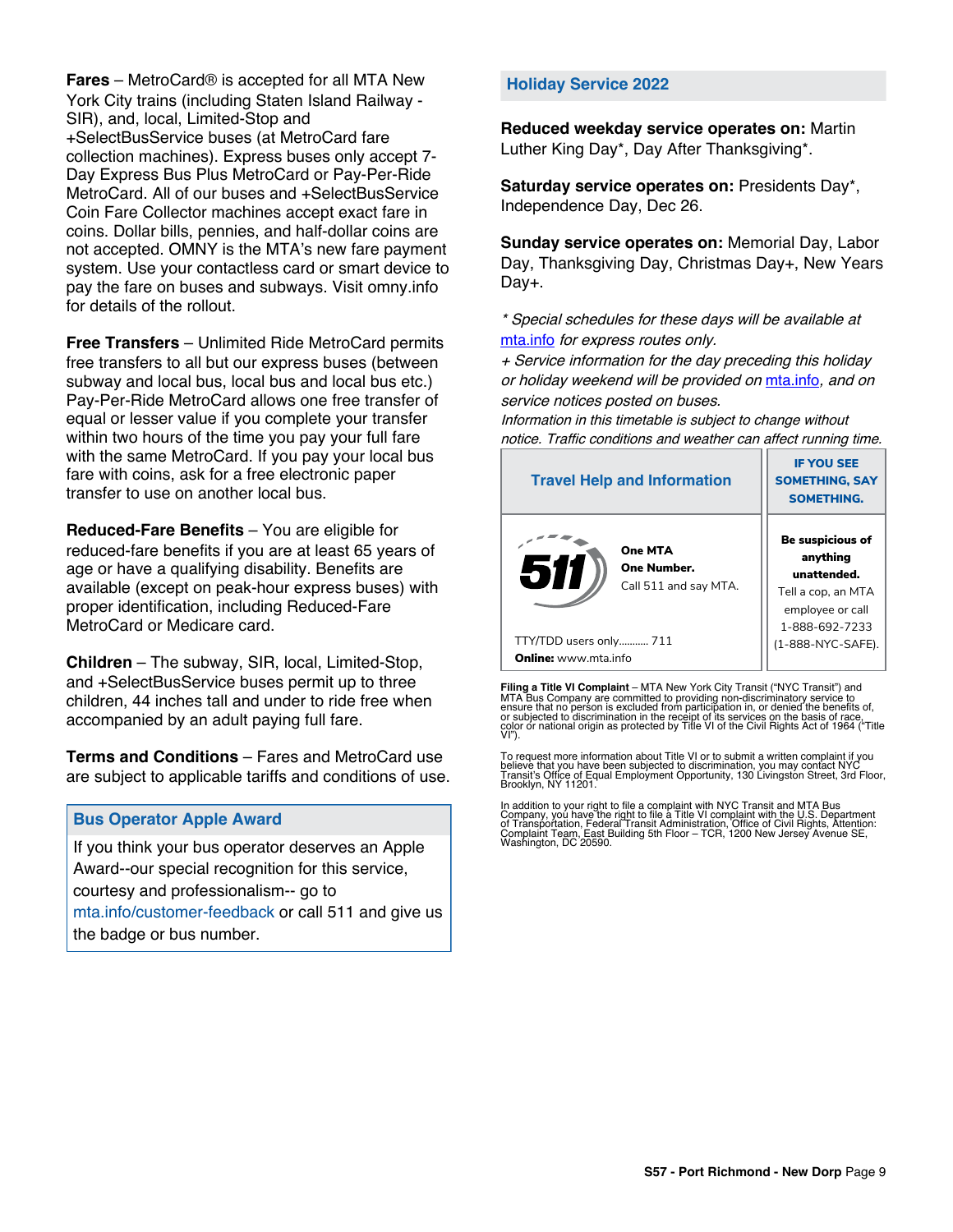**Fares** – MetroCard® is accepted for all MTA New York City trains (including Staten Island Railway - SIR), and, local, Limited-Stop and +SelectBusService buses (at MetroCard fare collection machines). Express buses only accept 7-Day Express Bus Plus MetroCard or Pay-Per-Ride MetroCard. All of our buses and +SelectBusService Coin Fare Collector machines accept exact fare in coins. Dollar bills, pennies, and half-dollar coins are not accepted. OMNY is the MTA's new fare payment system. Use your contactless card or smart device to pay the fare on buses and subways. Visit omny.info for details of the rollout.

**Free Transfers** – Unlimited Ride MetroCard permits free transfers to all but our express buses (between subway and local bus, local bus and local bus etc.) Pay-Per-Ride MetroCard allows one free transfer of equal or lesser value if you complete your transfer within two hours of the time you pay your full fare with the same MetroCard. If you pay your local bus fare with coins, ask for a free electronic paper transfer to use on another local bus.

**Reduced-Fare Benefits** – You are eligible for reduced-fare benefits if you are at least 65 years of age or have a qualifying disability. Benefits are available (except on peak-hour express buses) with proper identification, including Reduced-Fare MetroCard or Medicare card.

**Children** – The subway, SIR, local, Limited-Stop, and +SelectBusService buses permit up to three children, 44 inches tall and under to ride free when accompanied by an adult paying full fare.

**Terms and Conditions** – Fares and MetroCard use are subject to applicable tariffs and conditions of use.

## Bus Operator Apple Award

If you think your bus operator deserves an Apple Award--our special recognition for this service, courtesy and professionalism-- go to mta.info/customer-feedback or call 511 and give us the badge or bus number.

## Holiday Service 2022

**Reduced weekday service operates on:** Martin Luther King Day*, Day After Thanksgiving*.

**Saturday service operates on:** Presidents Day*, Independence Day, Dec 26.

**Sunday service operates on:** Memorial Day, Labor Day, Thanksgiving Day, Christmas Day+, New Years Day+.

*\* Special schedules for these days will be available at mta.info for express routes only.*
*+ Service information for the day preceding this holiday or holiday weekend will be provided on mta.info, and on service notices posted on buses.*
*Information in this timetable is subject to change without notice. Traffic conditions and weather can affect running time.*

## Travel Help and Information

511

**One MTA**
**One Number.**
Call 511 and say MTA.

TTY/TDD users only........... 711
**Online:** www.mta.info

## IF YOU SEE SOMETHING, SAY SOMETHING.

**Be suspicious of anything unattended.**
Tell a cop, an MTA employee or call 1-888-692-7233 (1-888-NYC-SAFE).

**Filing a Title VI Complaint** – MTA New York City Transit ("NYC Transit") and MTA Bus Company are committed to providing non-discriminatory service to ensure that no person is excluded from participation in, or denied the benefits of, or subjected to discrimination in the receipt of its services on the basis of race, color or national origin as protected by Title VI of the Civil Rights Act of 1964 ("Title VI").

To request more information about Title VI or to submit a written complaint if you believe that you have been subjected to discrimination, you may contact NYC Transit's Office of Equal Employment Opportunity, 130 Livingston Street, 3rd Floor, Brooklyn, NY 11201.

In addition to your right to file a complaint with NYC Transit and MTA Bus Company, you have the right to file a Title VI complaint with the U.S. Department of Transportation, Federal Transit Administration, Office of Civil Rights, Attention: Complaint Team, East Building 5th Floor – TCR, 1200 New Jersey Avenue SE, Washington, DC 20590.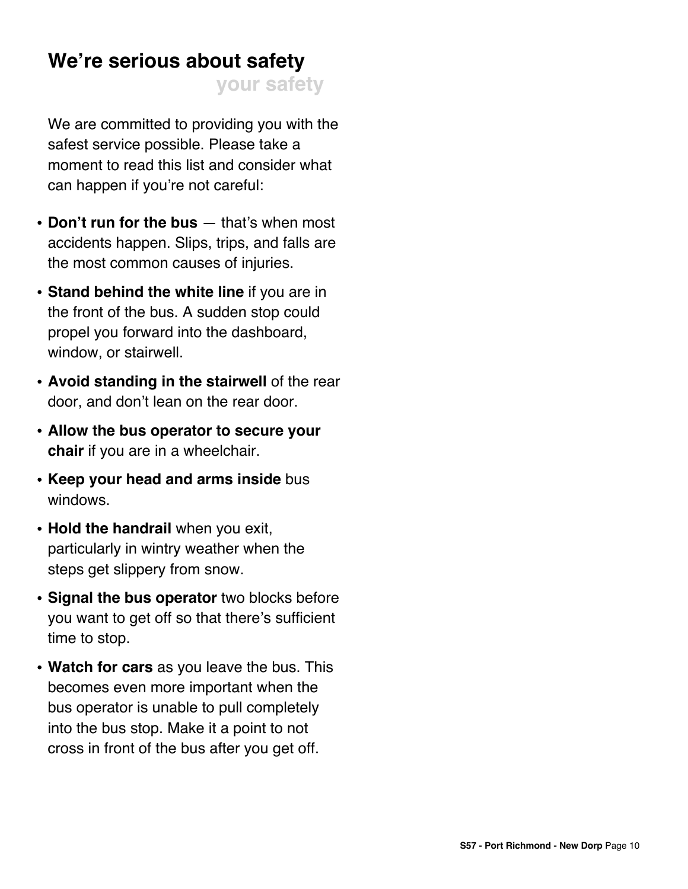# We’re serious about safety

**your safety**

We are committed to providing you with the safest service possible. Please take a moment to read this list and consider what can happen if you’re not careful:

- **Don’t run for the bus** — that’s when most accidents happen. Slips, trips, and falls are the most common causes of injuries.
- **Stand behind the white line** if you are in the front of the bus. A sudden stop could propel you forward into the dashboard, window, or stairwell.
- **Avoid standing in the stairwell** of the rear door, and don’t lean on the rear door.
- **Allow the bus operator to secure your chair** if you are in a wheelchair.
- **Keep your head and arms inside** bus windows.
- **Hold the handrail** when you exit, particularly in wintry weather when the steps get slippery from snow.
- **Signal the bus operator** two blocks before you want to get off so that there’s sufficient time to stop.
- **Watch for cars** as you leave the bus. This becomes even more important when the bus operator is unable to pull completely into the bus stop. Make it a point to not cross in front of the bus after you get off.